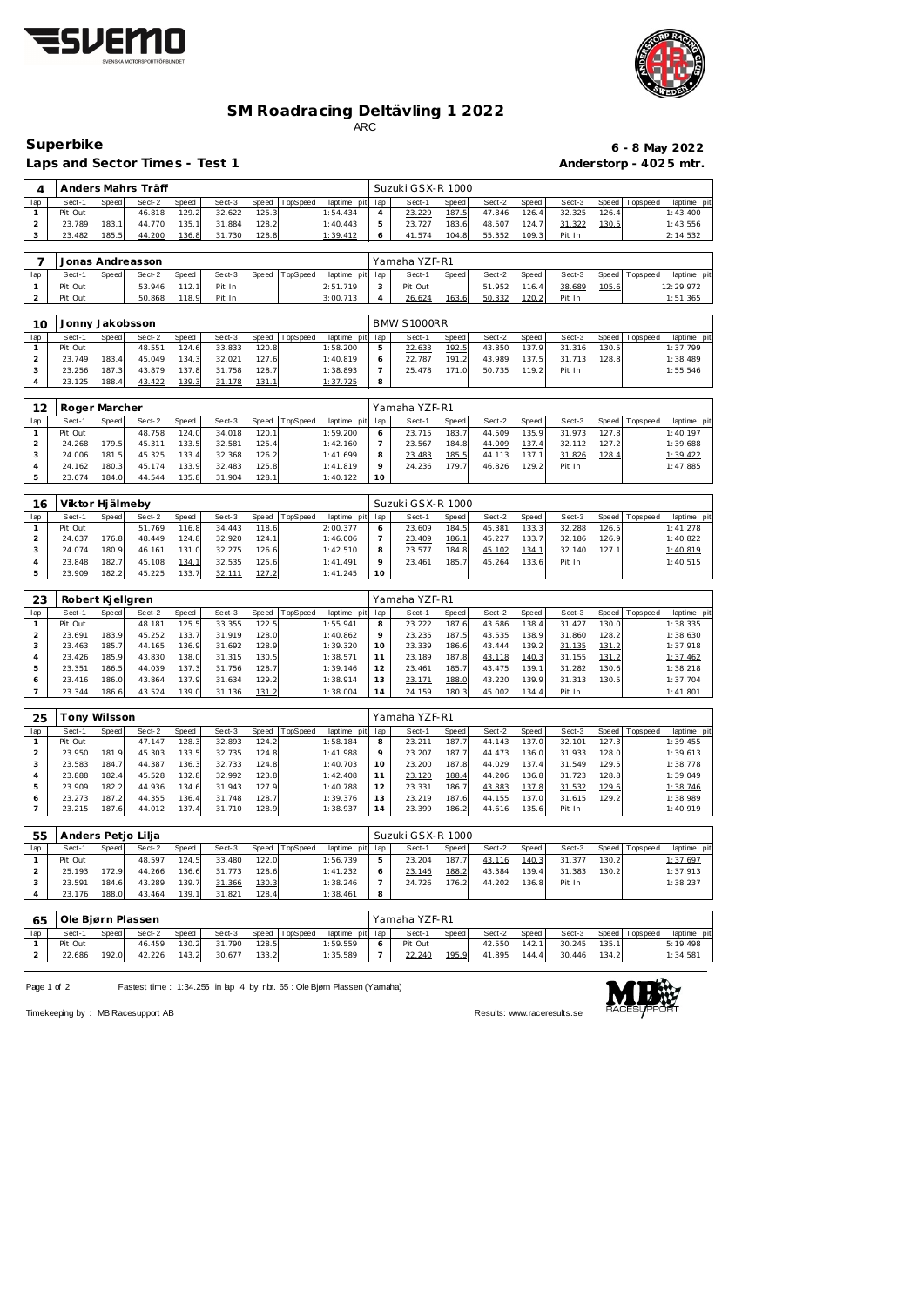# SM Roadracing Deltävling 1 2022

ARC

## Superbike

**6 - 8 May 2022**

### Laps and Sector Times - Test 1

**Anderstorp - 4025 mtr.**

**4 — Anders Mahrs Träff — Suzuki GSX-R 1000**

| lap | Sect-1 | Speed | Sect-2 | Speed | Sect-3 | Speed | TopSpeed | laptime pit | lap | Sect-1 | Speed | Sect-2 | Speed | Sect-3 | Speed | Topspeed | laptime pit |
|---|---|---|---|---|---|---|---|---|---|---|---|---|---|---|---|---|---|
| 1 | Pit Out | | 46.818 | 129.2 | 32.622 | 125.3 | | 1:54.434 | 4 | 23.229 | 187.5 | 47.846 | 126.4 | 32.325 | 126.4 | | 1:43.400 |
| 2 | 23.789 | 183.1 | 44.770 | 135.1 | 31.884 | 128.2 | | 1:40.443 | 5 | 23.727 | 183.6 | 48.507 | 124.7 | 31.322 | 130.5 | | 1:43.556 |
| 3 | 23.482 | 185.5 | 44.200 | 136.8 | 31.730 | 128.8 | | 1:39.412 | 6 | 41.574 | 104.8 | 55.352 | 109.3 | Pit In | | | 2:14.532 |

**7 — Jonas Andreasson — Yamaha YZF-R1**

| lap | Sect-1 | Speed | Sect-2 | Speed | Sect-3 | Speed | TopSpeed | laptime pit | lap | Sect-1 | Speed | Sect-2 | Speed | Sect-3 | Speed | Topspeed | laptime pit |
|---|---|---|---|---|---|---|---|---|---|---|---|---|---|---|---|---|---|
| 1 | Pit Out | | 53.946 | 112.1 | Pit In | | | 2:51.719 | 3 | Pit Out | | 51.952 | 116.4 | 38.689 | 105.6 | | 12:29.972 |
| 2 | Pit Out | | 50.868 | 118.9 | Pit In | | | 3:00.713 | 4 | 26.624 | 163.6 | 50.332 | 120.2 | Pit In | | | 1:51.365 |

**10 — Jonny Jakobsson — BMW S1000RR**

| lap | Sect-1 | Speed | Sect-2 | Speed | Sect-3 | Speed | TopSpeed | laptime pit | lap | Sect-1 | Speed | Sect-2 | Speed | Sect-3 | Speed | Topspeed | laptime pit |
|---|---|---|---|---|---|---|---|---|---|---|---|---|---|---|---|---|---|
| 1 | Pit Out | | 48.551 | 124.6 | 33.833 | 120.8 | | 1:58.200 | 5 | 22.633 | 192.5 | 43.850 | 137.9 | 31.316 | 130.5 | | 1:37.799 |
| 2 | 23.749 | 183.4 | 45.049 | 134.3 | 32.021 | 127.6 | | 1:40.819 | 6 | 22.787 | 191.2 | 43.989 | 137.5 | 31.713 | 128.8 | | 1:38.489 |
| 3 | 23.256 | 187.3 | 43.879 | 137.8 | 31.758 | 128.7 | | 1:38.893 | 7 | 25.478 | 171.0 | 50.735 | 119.2 | Pit In | | | 1:55.546 |
| 4 | 23.125 | 188.4 | 43.422 | 139.3 | 31.178 | 131.1 | | 1:37.725 | 8 | | | | | | | | |

**12 — Roger Marcher — Yamaha YZF-R1**

| lap | Sect-1 | Speed | Sect-2 | Speed | Sect-3 | Speed | TopSpeed | laptime pit | lap | Sect-1 | Speed | Sect-2 | Speed | Sect-3 | Speed | Topspeed | laptime pit |
|---|---|---|---|---|---|---|---|---|---|---|---|---|---|---|---|---|---|
| 1 | Pit Out | | 48.758 | 124.0 | 34.018 | 120.1 | | 1:59.200 | 6 | 23.715 | 183.7 | 44.509 | 135.9 | 31.973 | 127.8 | | 1:40.197 |
| 2 | 24.268 | 179.5 | 45.311 | 133.5 | 32.581 | 125.4 | | 1:42.160 | 7 | 23.567 | 184.8 | 44.009 | 137.4 | 32.112 | 127.2 | | 1:39.688 |
| 3 | 24.006 | 181.5 | 45.325 | 133.4 | 32.368 | 126.2 | | 1:41.699 | 8 | 23.483 | 185.5 | 44.113 | 137.1 | 31.826 | 128.4 | | 1:39.422 |
| 4 | 24.162 | 180.3 | 45.174 | 133.9 | 32.483 | 125.8 | | 1:41.819 | 9 | 24.236 | 179.7 | 46.826 | 129.2 | Pit In | | | 1:47.885 |
| 5 | 23.674 | 184.0 | 44.544 | 135.8 | 31.904 | 128.1 | | 1:40.122 | 10 | | | | | | | | |

**16 — Viktor Hjälmeby — Suzuki GSX-R 1000**

| lap | Sect-1 | Speed | Sect-2 | Speed | Sect-3 | Speed | TopSpeed | laptime pit | lap | Sect-1 | Speed | Sect-2 | Speed | Sect-3 | Speed | Topspeed | laptime pit |
|---|---|---|---|---|---|---|---|---|---|---|---|---|---|---|---|---|---|
| 1 | Pit Out | | 51.769 | 116.8 | 34.443 | 118.6 | | 2:00.377 | 6 | 23.609 | 184.5 | 45.381 | 133.3 | 32.288 | 126.5 | | 1:41.278 |
| 2 | 24.637 | 176.8 | 48.449 | 124.8 | 32.920 | 124.1 | | 1:46.006 | 7 | 23.409 | 186.1 | 45.227 | 133.7 | 32.186 | 126.9 | | 1:40.822 |
| 3 | 24.074 | 180.9 | 46.161 | 131.0 | 32.275 | 126.6 | | 1:42.510 | 8 | 23.577 | 184.8 | 45.102 | 134.1 | 32.140 | 127.1 | | 1:40.819 |
| 4 | 23.848 | 182.7 | 45.108 | 134.1 | 32.535 | 125.6 | | 1:41.491 | 9 | 23.461 | 185.7 | 45.264 | 133.6 | Pit In | | | 1:40.515 |
| 5 | 23.909 | 182.2 | 45.225 | 133.7 | 32.111 | 127.2 | | 1:41.245 | 10 | | | | | | | | |

**23 — Robert Kjellgren — Yamaha YZF-R1**

| lap | Sect-1 | Speed | Sect-2 | Speed | Sect-3 | Speed | TopSpeed | laptime pit | lap | Sect-1 | Speed | Sect-2 | Speed | Sect-3 | Speed | Topspeed | laptime pit |
|---|---|---|---|---|---|---|---|---|---|---|---|---|---|---|---|---|---|
| 1 | Pit Out | | 48.181 | 125.5 | 33.355 | 122.5 | | 1:55.941 | 8 | 23.222 | 187.6 | 43.686 | 138.4 | 31.427 | 130.0 | | 1:38.335 |
| 2 | 23.691 | 183.9 | 45.252 | 133.7 | 31.919 | 128.0 | | 1:40.862 | 9 | 23.235 | 187.5 | 43.535 | 138.9 | 31.860 | 128.2 | | 1:38.630 |
| 3 | 23.463 | 185.7 | 44.165 | 136.9 | 31.692 | 128.9 | | 1:39.320 | 10 | 23.339 | 186.6 | 43.444 | 139.2 | 31.135 | 131.2 | | 1:37.918 |
| 4 | 23.426 | 185.9 | 43.830 | 138.0 | 31.315 | 130.5 | | 1:38.571 | 11 | 23.189 | 187.8 | 43.118 | 140.3 | 31.155 | 131.2 | | 1:37.462 |
| 5 | 23.351 | 186.5 | 44.039 | 137.3 | 31.756 | 128.7 | | 1:39.146 | 12 | 23.461 | 185.7 | 43.475 | 139.1 | 31.282 | 130.6 | | 1:38.218 |
| 6 | 23.416 | 186.0 | 43.864 | 137.9 | 31.634 | 129.2 | | 1:38.914 | 13 | 23.171 | 188.0 | 43.220 | 139.9 | 31.313 | 130.5 | | 1:37.704 |
| 7 | 23.344 | 186.6 | 43.524 | 139.0 | 31.136 | 131.2 | | 1:38.004 | 14 | 24.159 | 180.3 | 45.002 | 134.4 | Pit In | | | 1:41.801 |

**25 — Tony Wilsson — Yamaha YZF-R1**

| lap | Sect-1 | Speed | Sect-2 | Speed | Sect-3 | Speed | TopSpeed | laptime pit | lap | Sect-1 | Speed | Sect-2 | Speed | Sect-3 | Speed | Topspeed | laptime pit |
|---|---|---|---|---|---|---|---|---|---|---|---|---|---|---|---|---|---|
| 1 | Pit Out | | 47.147 | 128.3 | 32.893 | 124.2 | | 1:58.184 | 8 | 23.211 | 187.7 | 44.143 | 137.0 | 32.101 | 127.3 | | 1:39.455 |
| 2 | 23.950 | 181.9 | 45.303 | 133.5 | 32.735 | 124.8 | | 1:41.988 | 9 | 23.207 | 187.7 | 44.473 | 136.0 | 31.933 | 128.0 | | 1:39.613 |
| 3 | 23.583 | 184.7 | 44.387 | 136.3 | 32.733 | 124.8 | | 1:40.703 | 10 | 23.200 | 187.8 | 44.029 | 137.4 | 31.549 | 129.5 | | 1:38.778 |
| 4 | 23.888 | 182.4 | 45.528 | 132.8 | 32.992 | 123.8 | | 1:42.408 | 11 | 23.120 | 188.4 | 44.206 | 136.8 | 31.723 | 128.8 | | 1:39.049 |
| 5 | 23.909 | 182.2 | 44.936 | 134.6 | 31.943 | 127.9 | | 1:40.788 | 12 | 23.331 | 186.7 | 43.883 | 137.8 | 31.532 | 129.6 | | 1:38.746 |
| 6 | 23.273 | 187.2 | 44.355 | 136.4 | 31.748 | 128.7 | | 1:39.376 | 13 | 23.219 | 187.6 | 44.155 | 137.0 | 31.615 | 129.2 | | 1:38.989 |
| 7 | 23.215 | 187.6 | 44.012 | 137.4 | 31.710 | 128.9 | | 1:38.937 | 14 | 23.399 | 186.2 | 44.616 | 135.6 | Pit In | | | 1:40.919 |

**55 — Anders Petjo Lilja — Suzuki GSX-R 1000**

| lap | Sect-1 | Speed | Sect-2 | Speed | Sect-3 | Speed | TopSpeed | laptime pit | lap | Sect-1 | Speed | Sect-2 | Speed | Sect-3 | Speed | Topspeed | laptime pit |
|---|---|---|---|---|---|---|---|---|---|---|---|---|---|---|---|---|---|
| 1 | Pit Out | | 48.597 | 124.5 | 33.480 | 122.0 | | 1:56.739 | 5 | 23.204 | 187.7 | 43.116 | 140.3 | 31.377 | 130.2 | | 1:37.697 |
| 2 | 25.193 | 172.9 | 44.266 | 136.6 | 31.773 | 128.6 | | 1:41.232 | 6 | 23.146 | 188.2 | 43.384 | 139.4 | 31.383 | 130.2 | | 1:37.913 |
| 3 | 23.591 | 184.6 | 43.289 | 139.7 | 31.366 | 130.3 | | 1:38.246 | 7 | 24.726 | 176.2 | 44.202 | 136.8 | Pit In | | | 1:38.237 |
| 4 | 23.176 | 188.0 | 43.464 | 139.1 | 31.821 | 128.4 | | 1:38.461 | 8 | | | | | | | | |

**65 — Ole Bjørn Plassen — Yamaha YZF-R1**

| lap | Sect-1 | Speed | Sect-2 | Speed | Sect-3 | Speed | TopSpeed | laptime pit | lap | Sect-1 | Speed | Sect-2 | Speed | Sect-3 | Speed | Topspeed | laptime pit |
|---|---|---|---|---|---|---|---|---|---|---|---|---|---|---|---|---|---|
| 1 | Pit Out | | 46.459 | 130.2 | 31.790 | 128.5 | | 1:59.559 | 6 | Pit Out | | 42.550 | 142.1 | 30.245 | 135.1 | | 5:19.498 |
| 2 | 22.686 | 192.0 | 42.226 | 143.2 | 30.677 | 133.2 | | 1:35.589 | 7 | 22.240 | 195.9 | 41.895 | 144.4 | 30.446 | 134.2 | | 1:34.581 |

Fastest time : 1:34.255 in lap 4 by nbr. 65 : Ole Bjørn Plassen (Yamaha)

Timekeeping by : MB Racesupport AB

Results: www.raceresults.se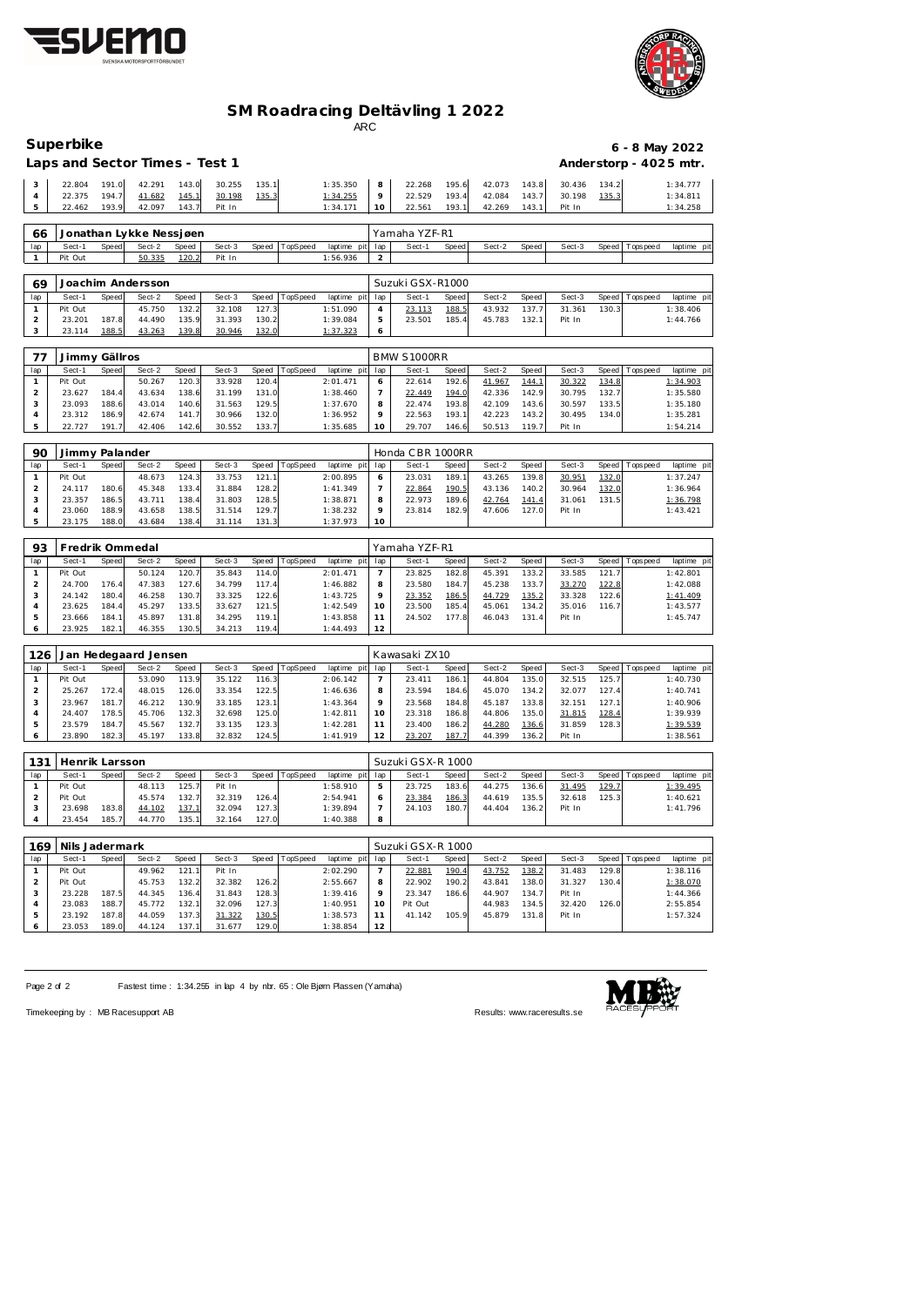# SM Roadracing Deltävling 1 2022

ARC

## Superbike

**6 - 8 May 2022**

### Laps and Sector Times - Test 1

**Anderstorp - 4025 mtr.**

| lap | Sect-1 | Speed | Sect-2 | Speed | Sect-3 | Speed | TopSpeed | laptime pit | lap | Sect-1 | Speed | Sect-2 | Speed | Sect-3 | Speed | Topspeed | laptime pit |
|---|---|---|---|---|---|---|---|---|---|---|---|---|---|---|---|---|---|
| 3 | 22.804 | 191.0 | 42.291 | 143.0 | 30.255 | 135.1 | | 1:35.350 | 8 | 22.268 | 195.6 | 42.073 | 143.8 | 30.436 | 134.2 | | 1:34.777 |
| 4 | 22.375 | 194.7 | 41.682 | 145.1 | 30.198 | 135.3 | | 1:34.255 | 9 | 22.529 | 193.4 | 42.084 | 143.7 | 30.198 | 135.3 | | 1:34.811 |
| 5 | 22.462 | 193.9 | 42.097 | 143.7 | Pit In | | | 1:34.171 | 10 | 22.561 | 193.1 | 42.269 | 143.1 | Pit In | | | 1:34.258 |

**66 Jonathan Lykke Nessjøen** — Yamaha YZF-R1

| lap | Sect-1 | Speed | Sect-2 | Speed | Sect-3 | Speed | TopSpeed | laptime pit | lap | Sect-1 | Speed | Sect-2 | Speed | Sect-3 | Speed | Topspeed | laptime pit |
|---|---|---|---|---|---|---|---|---|---|---|---|---|---|---|---|---|---|
| 1 | Pit Out | | 50.335 | 120.2 | Pit In | | | 1:56.936 | 2 | | | | | | | | |

**69 Joachim Andersson** — Suzuki GSX-R1000

| lap | Sect-1 | Speed | Sect-2 | Speed | Sect-3 | Speed | TopSpeed | laptime pit | lap | Sect-1 | Speed | Sect-2 | Speed | Sect-3 | Speed | Topspeed | laptime pit |
|---|---|---|---|---|---|---|---|---|---|---|---|---|---|---|---|---|---|
| 1 | Pit Out | | 45.750 | 132.2 | 32.108 | 127.3 | | 1:51.090 | 4 | 23.113 | 188.5 | 43.932 | 137.7 | 31.361 | 130.3 | | 1:38.406 |
| 2 | 23.201 | 187.8 | 44.490 | 135.9 | 31.393 | 130.2 | | 1:39.084 | 5 | 23.501 | 185.4 | 45.783 | 132.1 | Pit In | | | 1:44.766 |
| 3 | 23.114 | 188.5 | 43.263 | 139.8 | 30.946 | 132.0 | | 1:37.323 | 6 | | | | | | | | |

**77 Jimmy Gällros** — BMW S1000RR

| lap | Sect-1 | Speed | Sect-2 | Speed | Sect-3 | Speed | TopSpeed | laptime pit | lap | Sect-1 | Speed | Sect-2 | Speed | Sect-3 | Speed | Topspeed | laptime pit |
|---|---|---|---|---|---|---|---|---|---|---|---|---|---|---|---|---|---|
| 1 | Pit Out | | 50.267 | 120.3 | 33.928 | 120.4 | | 2:01.471 | 6 | 22.614 | 192.6 | 41.967 | 144.1 | 30.322 | 134.8 | | 1:34.903 |
| 2 | 23.627 | 184.4 | 43.634 | 138.6 | 31.199 | 131.0 | | 1:38.460 | 7 | 22.449 | 194.0 | 42.336 | 142.9 | 30.795 | 132.7 | | 1:35.580 |
| 3 | 23.093 | 188.6 | 43.014 | 140.6 | 31.563 | 129.5 | | 1:37.670 | 8 | 22.474 | 193.8 | 42.109 | 143.6 | 30.597 | 133.5 | | 1:35.180 |
| 4 | 23.312 | 186.9 | 42.674 | 141.7 | 30.966 | 132.0 | | 1:36.952 | 9 | 22.563 | 193.1 | 42.223 | 143.2 | 30.495 | 134.0 | | 1:35.281 |
| 5 | 22.727 | 191.7 | 42.406 | 142.6 | 30.552 | 133.7 | | 1:35.685 | 10 | 29.707 | 146.6 | 50.513 | 119.7 | Pit In | | | 1:54.214 |

**90 Jimmy Palander** — Honda CBR 1000RR

| lap | Sect-1 | Speed | Sect-2 | Speed | Sect-3 | Speed | TopSpeed | laptime pit | lap | Sect-1 | Speed | Sect-2 | Speed | Sect-3 | Speed | Topspeed | laptime pit |
|---|---|---|---|---|---|---|---|---|---|---|---|---|---|---|---|---|---|
| 1 | Pit Out | | 48.673 | 124.3 | 33.753 | 121.1 | | 2:00.895 | 6 | 23.031 | 189.1 | 43.265 | 139.8 | 30.951 | 132.0 | | 1:37.247 |
| 2 | 24.117 | 180.6 | 45.348 | 133.4 | 31.884 | 128.2 | | 1:41.349 | 7 | 22.864 | 190.5 | 43.136 | 140.2 | 30.964 | 132.0 | | 1:36.964 |
| 3 | 23.357 | 186.5 | 43.711 | 138.4 | 31.803 | 128.5 | | 1:38.871 | 8 | 22.973 | 189.6 | 42.764 | 141.4 | 31.061 | 131.5 | | 1:36.798 |
| 4 | 23.060 | 188.9 | 43.658 | 138.5 | 31.514 | 129.7 | | 1:38.232 | 9 | 23.814 | 182.9 | 47.606 | 127.0 | Pit In | | | 1:43.421 |
| 5 | 23.175 | 188.0 | 43.684 | 138.4 | 31.114 | 131.3 | | 1:37.973 | 10 | | | | | | | | |

**93 Fredrik Ommedal** — Yamaha YZF-R1

| lap | Sect-1 | Speed | Sect-2 | Speed | Sect-3 | Speed | TopSpeed | laptime pit | lap | Sect-1 | Speed | Sect-2 | Speed | Sect-3 | Speed | Topspeed | laptime pit |
|---|---|---|---|---|---|---|---|---|---|---|---|---|---|---|---|---|---|
| 1 | Pit Out | | 50.124 | 120.7 | 35.843 | 114.0 | | 2:01.471 | 7 | 23.825 | 182.8 | 45.391 | 133.2 | 33.585 | 121.7 | | 1:42.801 |
| 2 | 24.700 | 176.4 | 47.383 | 127.6 | 34.799 | 117.4 | | 1:46.882 | 8 | 23.580 | 184.7 | 45.238 | 133.7 | 33.270 | 122.8 | | 1:42.088 |
| 3 | 24.142 | 180.4 | 46.258 | 130.7 | 33.325 | 122.6 | | 1:43.725 | 9 | 23.352 | 186.5 | 44.729 | 135.2 | 33.328 | 122.6 | | 1:41.409 |
| 4 | 23.625 | 184.4 | 45.297 | 133.5 | 33.627 | 121.5 | | 1:42.549 | 10 | 23.500 | 185.4 | 45.061 | 134.2 | 35.016 | 116.7 | | 1:43.577 |
| 5 | 23.666 | 184.1 | 45.897 | 131.8 | 34.295 | 119.1 | | 1:43.858 | 11 | 24.502 | 177.8 | 46.043 | 131.4 | Pit In | | | 1:45.747 |
| 6 | 23.925 | 182.1 | 46.355 | 130.5 | 34.213 | 119.4 | | 1:44.493 | 12 | | | | | | | | |

**126 Jan Hedegaard Jensen** — Kawasaki ZX10

| lap | Sect-1 | Speed | Sect-2 | Speed | Sect-3 | Speed | TopSpeed | laptime pit | lap | Sect-1 | Speed | Sect-2 | Speed | Sect-3 | Speed | Topspeed | laptime pit |
|---|---|---|---|---|---|---|---|---|---|---|---|---|---|---|---|---|---|
| 1 | Pit Out | | 53.090 | 113.9 | 35.122 | 116.3 | | 2:06.142 | 7 | 23.411 | 186.1 | 44.804 | 135.0 | 32.515 | 125.7 | | 1:40.730 |
| 2 | 25.267 | 172.4 | 48.015 | 126.0 | 33.354 | 122.5 | | 1:46.636 | 8 | 23.594 | 184.6 | 45.070 | 134.2 | 32.077 | 127.4 | | 1:40.741 |
| 3 | 23.967 | 181.7 | 46.212 | 130.9 | 33.185 | 123.1 | | 1:43.364 | 9 | 23.568 | 184.8 | 45.187 | 133.8 | 32.151 | 127.1 | | 1:40.906 |
| 4 | 24.407 | 178.5 | 45.706 | 132.3 | 32.698 | 125.0 | | 1:42.811 | 10 | 23.318 | 186.8 | 44.806 | 135.0 | 31.815 | 128.4 | | 1:39.939 |
| 5 | 23.579 | 184.7 | 45.567 | 132.7 | 33.135 | 123.3 | | 1:42.281 | 11 | 23.400 | 186.2 | 44.280 | 136.6 | 31.859 | 128.3 | | 1:39.539 |
| 6 | 23.890 | 182.3 | 45.197 | 133.8 | 32.832 | 124.5 | | 1:41.919 | 12 | 23.207 | 187.7 | 44.399 | 136.2 | Pit In | | | 1:38.561 |

**131 Henrik Larsson** — Suzuki GSX-R 1000

| lap | Sect-1 | Speed | Sect-2 | Speed | Sect-3 | Speed | TopSpeed | laptime pit | lap | Sect-1 | Speed | Sect-2 | Speed | Sect-3 | Speed | Topspeed | laptime pit |
|---|---|---|---|---|---|---|---|---|---|---|---|---|---|---|---|---|---|
| 1 | Pit Out | | 48.113 | 125.7 | Pit In | | | 1:58.910 | 5 | 23.725 | 183.6 | 44.275 | 136.6 | 31.495 | 129.7 | | 1:39.495 |
| 2 | Pit Out | | 45.574 | 132.7 | 32.319 | 126.4 | | 2:54.941 | 6 | 23.384 | 186.3 | 44.619 | 135.5 | 32.618 | 125.3 | | 1:40.621 |
| 3 | 23.698 | 183.8 | 44.102 | 137.1 | 32.094 | 127.3 | | 1:39.894 | 7 | 24.103 | 180.7 | 44.404 | 136.2 | Pit In | | | 1:41.796 |
| 4 | 23.454 | 185.7 | 44.770 | 135.1 | 32.164 | 127.0 | | 1:40.388 | 8 | | | | | | | | |

**169 Nils Jadermark** — Suzuki GSX-R 1000

| lap | Sect-1 | Speed | Sect-2 | Speed | Sect-3 | Speed | TopSpeed | laptime pit | lap | Sect-1 | Speed | Sect-2 | Speed | Sect-3 | Speed | Topspeed | laptime pit |
|---|---|---|---|---|---|---|---|---|---|---|---|---|---|---|---|---|---|
| 1 | Pit Out | | 49.962 | 121.1 | Pit In | | | 2:02.290 | 7 | 22.881 | 190.4 | 43.752 | 138.2 | 31.483 | 129.8 | | 1:38.116 |
| 2 | Pit Out | | 45.753 | 132.2 | 32.382 | 126.2 | | 2:55.667 | 8 | 22.902 | 190.2 | 43.841 | 138.0 | 31.327 | 130.4 | | 1:38.070 |
| 3 | 23.228 | 187.5 | 44.345 | 136.4 | 31.843 | 128.3 | | 1:39.416 | 9 | 23.347 | 186.6 | 44.907 | 134.7 | Pit In | | | 1:44.366 |
| 4 | 23.083 | 188.7 | 45.772 | 132.1 | 32.096 | 127.3 | | 1:40.951 | 10 | Pit Out | | 44.983 | 134.5 | 32.420 | 126.0 | | 2:55.854 |
| 5 | 23.192 | 187.8 | 44.059 | 137.3 | 31.322 | 130.5 | | 1:38.573 | 11 | 41.142 | 105.9 | 45.879 | 131.8 | Pit In | | | 1:57.324 |
| 6 | 23.053 | 189.0 | 44.124 | 137.1 | 31.677 | 129.0 | | 1:38.854 | 12 | | | | | | | | |

Fastest time : 1:34.255 in lap 4 by nbr. 65 : Ole Bjørn Plassen (Yamaha)

Timekeeping by : MB Racesupport AB

Results: www.raceresults.se